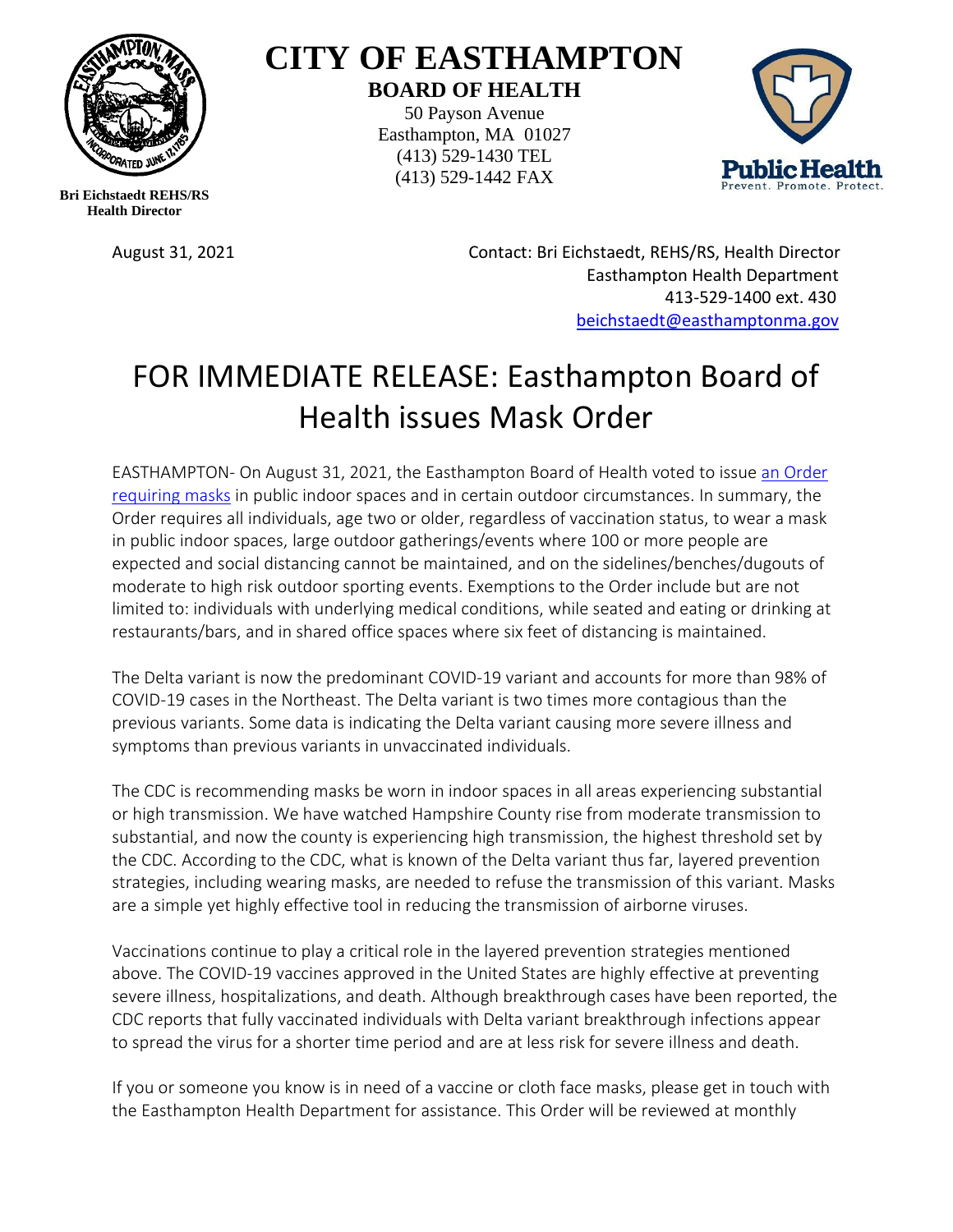# CITY OF EASTHAMPTON

## BOARD OF HEALTH

50 Payson Avenue
Easthampton, MA 01027
(413) 529-1430 TEL
(413) 529-1442 FAX

**Bri Eichstaedt REHS/RS**
**Health Director**

August 31, 2021

Contact: Bri Eichstaedt, REHS/RS, Health Director
Easthampton Health Department
413-529-1400 ext. 430
beichstaedt@easthamptonma.gov

# FOR IMMEDIATE RELEASE: Easthampton Board of Health issues Mask Order

EASTHAMPTON- On August 31, 2021, the Easthampton Board of Health voted to issue an Order requiring masks in public indoor spaces and in certain outdoor circumstances. In summary, the Order requires all individuals, age two or older, regardless of vaccination status, to wear a mask in public indoor spaces, large outdoor gatherings/events where 100 or more people are expected and social distancing cannot be maintained, and on the sidelines/benches/dugouts of moderate to high risk outdoor sporting events. Exemptions to the Order include but are not limited to: individuals with underlying medical conditions, while seated and eating or drinking at restaurants/bars, and in shared office spaces where six feet of distancing is maintained.

The Delta variant is now the predominant COVID-19 variant and accounts for more than 98% of COVID-19 cases in the Northeast. The Delta variant is two times more contagious than the previous variants. Some data is indicating the Delta variant causing more severe illness and symptoms than previous variants in unvaccinated individuals.

The CDC is recommending masks be worn in indoor spaces in all areas experiencing substantial or high transmission. We have watched Hampshire County rise from moderate transmission to substantial, and now the county is experiencing high transmission, the highest threshold set by the CDC. According to the CDC, what is known of the Delta variant thus far, layered prevention strategies, including wearing masks, are needed to refuse the transmission of this variant. Masks are a simple yet highly effective tool in reducing the transmission of airborne viruses.

Vaccinations continue to play a critical role in the layered prevention strategies mentioned above. The COVID-19 vaccines approved in the United States are highly effective at preventing severe illness, hospitalizations, and death. Although breakthrough cases have been reported, the CDC reports that fully vaccinated individuals with Delta variant breakthrough infections appear to spread the virus for a shorter time period and are at less risk for severe illness and death.

If you or someone you know is in need of a vaccine or cloth face masks, please get in touch with the Easthampton Health Department for assistance. This Order will be reviewed at monthly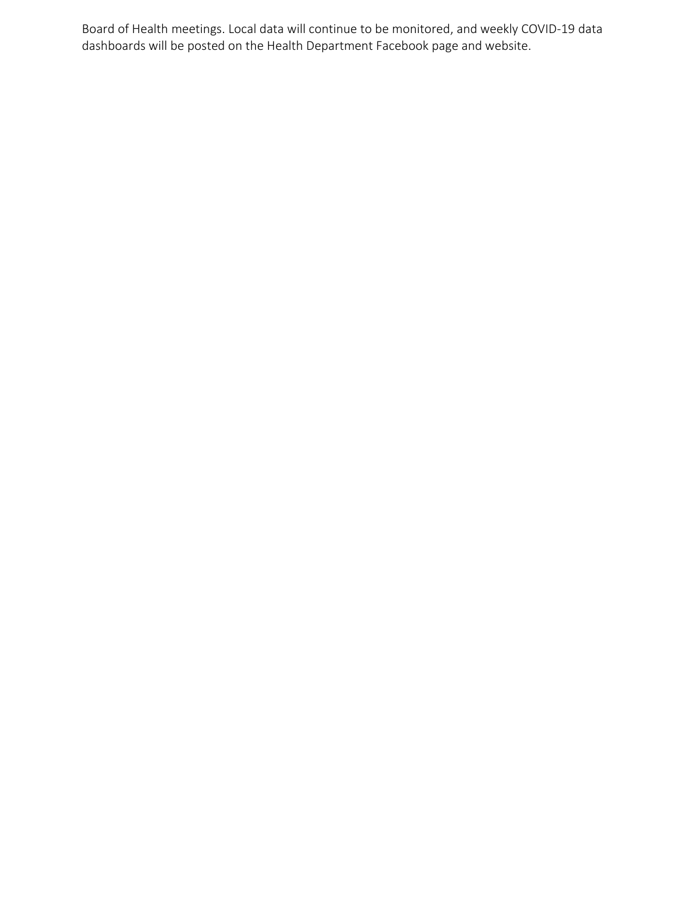Board of Health meetings. Local data will continue to be monitored, and weekly COVID-19 data dashboards will be posted on the Health Department Facebook page and website.